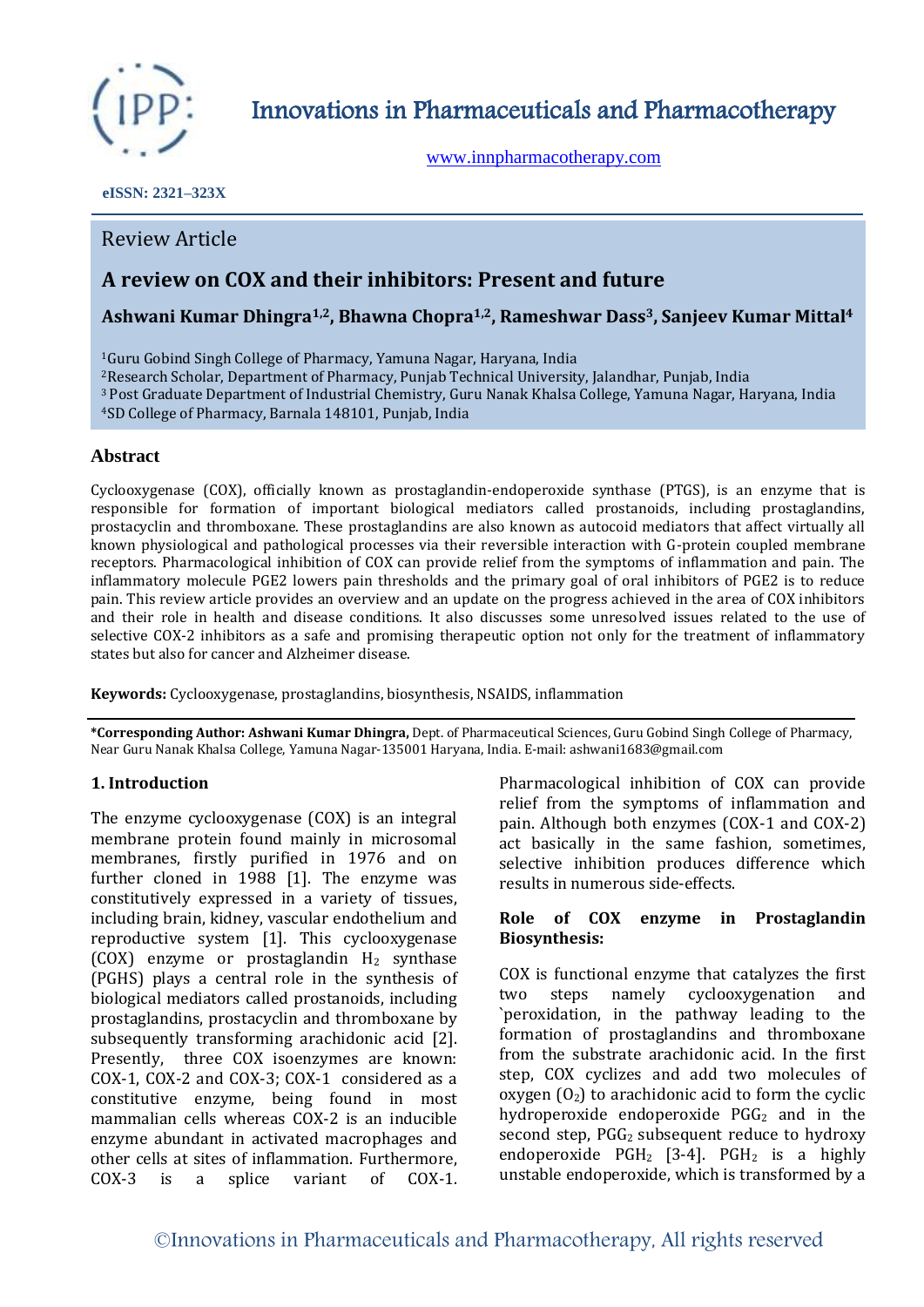# Innovations in Pharmaceuticals and Pharmacotherapy

www.innpharmacotherapy.com

**eISSN: 2321–323X**

Review Article

## A review on COX and their inhibitors: Present and future

**Ashwani Kumar Dhingra[1,2], Bhawna Chopra[1,2], Rameshwar Dass[3], Sanjeev Kumar Mittal[4]**

[1]Guru Gobind Singh College of Pharmacy, Yamuna Nagar, Haryana, India
[2]Research Scholar, Department of Pharmacy, Punjab Technical University, Jalandhar, Punjab, India
[3] Post Graduate Department of Industrial Chemistry, Guru Nanak Khalsa College, Yamuna Nagar, Haryana, India
[4]SD College of Pharmacy, Barnala 148101, Punjab, India

### Abstract

Cyclooxygenase (COX), officially known as prostaglandin-endoperoxide synthase (PTGS), is an enzyme that is responsible for formation of important biological mediators called prostanoids, including prostaglandins, prostacyclin and thromboxane. These prostaglandins are also known as autocoid mediators that affect virtually all known physiological and pathological processes via their reversible interaction with G-protein coupled membrane receptors. Pharmacological inhibition of COX can provide relief from the symptoms of inflammation and pain. The inflammatory molecule PGE2 lowers pain thresholds and the primary goal of oral inhibitors of PGE2 is to reduce pain. This review article provides an overview and an update on the progress achieved in the area of COX inhibitors and their role in health and disease conditions. It also discusses some unresolved issues related to the use of selective COX-2 inhibitors as a safe and promising therapeutic option not only for the treatment of inflammatory states but also for cancer and Alzheimer disease.

**Keywords:** Cyclooxygenase, prostaglandins, biosynthesis, NSAIDS, inflammation

**\*Corresponding Author: Ashwani Kumar Dhingra,** Dept. of Pharmaceutical Sciences, Guru Gobind Singh College of Pharmacy, Near Guru Nanak Khalsa College, Yamuna Nagar-135001 Haryana, India. E-mail: ashwani1683@gmail.com

### 1. Introduction

The enzyme cyclooxygenase (COX) is an integral membrane protein found mainly in microsomal membranes, firstly purified in 1976 and on further cloned in 1988 [1]. The enzyme was constitutively expressed in a variety of tissues, including brain, kidney, vascular endothelium and reproductive system [1]. This cyclooxygenase (COX) enzyme or prostaglandin $H_2$ synthase (PGHS) plays a central role in the synthesis of biological mediators called prostanoids, including prostaglandins, prostacyclin and thromboxane by subsequently transforming arachidonic acid [2]. Presently, three COX isoenzymes are known: COX-1, COX-2 and COX-3; COX-1 considered as a constitutive enzyme, being found in most mammalian cells whereas COX-2 is an inducible enzyme abundant in activated macrophages and other cells at sites of inflammation. Furthermore, COX-3 is a splice variant of COX-1. Pharmacological inhibition of COX can provide relief from the symptoms of inflammation and pain. Although both enzymes (COX-1 and COX-2) act basically in the same fashion, sometimes, selective inhibition produces difference which results in numerous side-effects.

**Role of COX enzyme in Prostaglandin Biosynthesis:**

COX is functional enzyme that catalyzes the first two steps namely cyclooxygenation and `peroxidation, in the pathway leading to the formation of prostaglandins and thromboxane from the substrate arachidonic acid. In the first step, COX cyclizes and add two molecules of oxygen ($O_2$) to arachidonic acid to form the cyclic hydroperoxide endoperoxide $PGG_2$ and in the second step, $PGG_2$ subsequent reduce to hydroxy endoperoxide $PGH_2$ [3-4]. $PGH_2$ is a highly unstable endoperoxide, which is transformed by a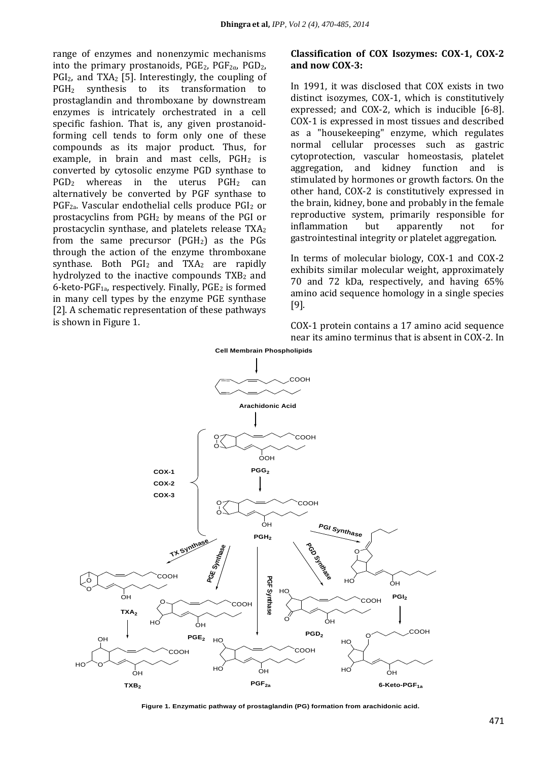range of enzymes and nonenzymic mechanisms into the primary prostanoids, $PGE_2$, $PGF_{2\alpha}$, $PGD_2$, $PGI_2$, and $TXA_2$ [5]. Interestingly, the coupling of $PGH_2$ synthesis to its transformation to prostaglandin and thromboxane by downstream enzymes is intricately orchestrated in a cell specific fashion. That is, any given prostanoid-forming cell tends to form only one of these compounds as its major product. Thus, for example, in brain and mast cells, $PGH_2$ is converted by cytosolic enzyme PGD synthase to $PGD_2$ whereas in the uterus $PGH_2$ can alternatively be converted by PGF synthase to $PGF_{2a}$. Vascular endothelial cells produce $PGI_2$ or prostacyclins from $PGH_2$ by means of the PGI or prostacyclin synthase, and platelets release $TXA_2$ from the same precursor ($PGH_2$) as the PGs through the action of the enzyme thromboxane synthase. Both $PGI_2$ and $TXA_2$ are rapidly hydrolyzed to the inactive compounds $TXB_2$ and 6-keto-$PGF_{1a}$, respectively. Finally, $PGE_2$ is formed in many cell types by the enzyme PGE synthase [2]. A schematic representation of these pathways is shown in Figure 1.

### Classification of COX Isozymes: COX-1, COX-2 and now COX-3:

In 1991, it was disclosed that COX exists in two distinct isozymes, COX-1, which is constitutively expressed; and COX-2, which is inducible [6-8]. COX-1 is expressed in most tissues and described as a "housekeeping" enzyme, which regulates normal cellular processes such as gastric cytoprotection, vascular homeostasis, platelet aggregation, and kidney function and is stimulated by hormones or growth factors. On the other hand, COX-2 is constitutively expressed in the brain, kidney, bone and probably in the female reproductive system, primarily responsible for inflammation but apparently not for gastrointestinal integrity or platelet aggregation.

In terms of molecular biology, COX-1 and COX-2 exhibits similar molecular weight, approximately 70 and 72 kDa, respectively, and having 65% amino acid sequence homology in a single species [9].

COX-1 protein contains a 17 amino acid sequence near its amino terminus that is absent in COX-2. In

Figure 1. Enzymatic pathway of prostaglandin (PG) formation from arachidonic acid.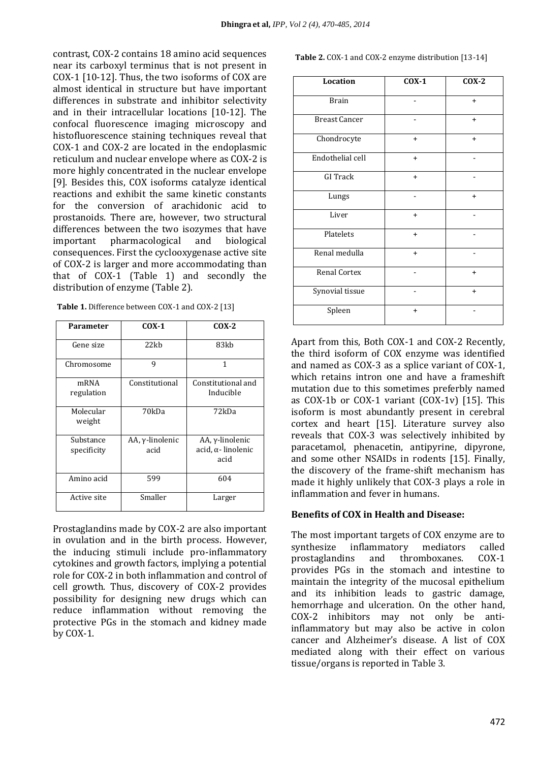contrast, COX-2 contains 18 amino acid sequences near its carboxyl terminus that is not present in COX-1 [10-12]. Thus, the two isoforms of COX are almost identical in structure but have important differences in substrate and inhibitor selectivity and in their intracellular locations [10-12]. The confocal fluorescence imaging microscopy and histofluorescence staining techniques reveal that COX-1 and COX-2 are located in the endoplasmic reticulum and nuclear envelope where as COX-2 is more highly concentrated in the nuclear envelope [9]. Besides this, COX isoforms catalyze identical reactions and exhibit the same kinetic constants for the conversion of arachidonic acid to prostanoids. There are, however, two structural differences between the two isozymes that have important pharmacological and biological consequences. First the cyclooxygenase active site of COX-2 is larger and more accommodating than that of COX-1 (Table 1) and secondly the distribution of enzyme (Table 2).

**Table 1.** Difference between COX-1 and COX-2 [13]

| Parameter | COX-1 | COX-2 |
|---|---|---|
| Gene size | 22kb | 83kb |
| Chromosome | 9 | 1 |
| mRNA regulation | Constitutional | Constitutional and Inducible |
| Molecular weight | 70kDa | 72kDa |
| Substance specificity | AA, γ-linolenic acid | AA, γ-linolenic acid, α- linolenic acid |
| Amino acid | 599 | 604 |
| Active site | Smaller | Larger |

Prostaglandins made by COX-2 are also important in ovulation and in the birth process. However, the inducing stimuli include pro-inflammatory cytokines and growth factors, implying a potential role for COX-2 in both inflammation and control of cell growth. Thus, discovery of COX-2 provides possibility for designing new drugs which can reduce inflammation without removing the protective PGs in the stomach and kidney made by COX-1.

**Table 2.** COX-1 and COX-2 enzyme distribution [13-14]

| Location | COX-1 | COX-2 |
|---|---|---|
| Brain | - | + |
| Breast Cancer | - | + |
| Chondrocyte | + | + |
| Endothelial cell | + | - |
| GI Track | + | - |
| Lungs | - | + |
| Liver | + | - |
| Platelets | + | - |
| Renal medulla | + | - |
| Renal Cortex | - | + |
| Synovial tissue | - | + |
| Spleen | + | - |

Apart from this, Both COX-1 and COX-2 Recently, the third isoform of COX enzyme was identified and named as COX-3 as a splice variant of COX-1, which retains intron one and have a frameshift mutation due to this sometimes preferbly named as COX-1b or COX-1 variant (COX-1v) [15]. This isoform is most abundantly present in cerebral cortex and heart [15]. Literature survey also reveals that COX-3 was selectively inhibited by paracetamol, phenacetin, antipyrine, dipyrone, and some other NSAIDs in rodents [15]. Finally, the discovery of the frame-shift mechanism has made it highly unlikely that COX-3 plays a role in inflammation and fever in humans.

### Benefits of COX in Health and Disease:

The most important targets of COX enzyme are to synthesize inflammatory mediators called prostaglandins and thromboxanes. COX-1 provides PGs in the stomach and intestine to maintain the integrity of the mucosal epithelium and its inhibition leads to gastric damage, hemorrhage and ulceration. On the other hand, COX-2 inhibitors may not only be anti-inflammatory but may also be active in colon cancer and Alzheimer's disease. A list of COX mediated along with their effect on various tissue/organs is reported in Table 3.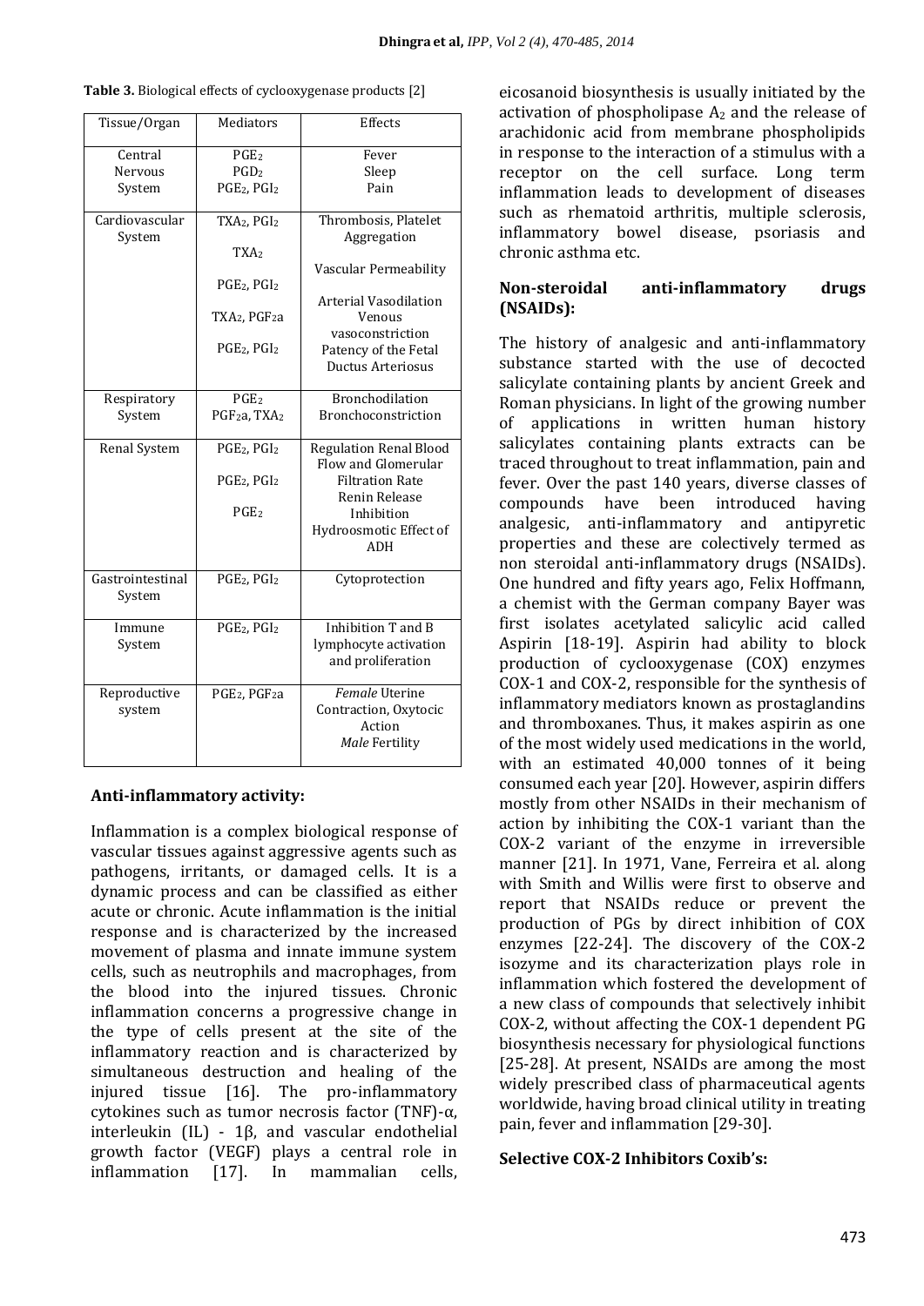**Table 3.** Biological effects of cyclooxygenase products [2]

| Tissue/Organ | Mediators | Effects |
|---|---|---|
| Central Nervous System | $PGE_2$ | Fever |
| | $PGD_2$ | Sleep |
| | $PGE_2$, $PGI_2$ | Pain |
| Cardiovascular System | $TXA_2$, $PGI_2$ | Thrombosis, Platelet Aggregation |
| | $TXA_2$ | Vascular Permeability |
| | $PGE_2$, $PGI_2$ | Arterial Vasodilation |
| | $TXA_2$, $PGF_2a$ | Venous vasoconstriction |
| | $PGE_2$, $PGI_2$ | Patency of the Fetal Ductus Arteriosus |
| Respiratory System | $PGE_2$ | Bronchodilation |
| | $PGF_2a$, $TXA_2$ | Bronchoconstriction |
| Renal System | $PGE_2$, $PGI_2$ | Regulation Renal Blood Flow and Glomerular Filtration Rate |
| | $PGE_2$, $PGI_2$ | Renin Release |
| | $PGE_2$ | Inhibition Hydroosmotic Effect of ADH |
| Gastrointestinal System | $PGE_2$, $PGI_2$ | Cytoprotection |
| Immune System | $PGE_2$, $PGI_2$ | Inhibition T and B lymphocyte activation and proliferation |
| Reproductive system | $PGE_2$, $PGF_2a$ | *Female* Uterine Contraction, Oxytocic Action *Male* Fertility |

**Anti-inflammatory activity:**

Inflammation is a complex biological response of vascular tissues against aggressive agents such as pathogens, irritants, or damaged cells. It is a dynamic process and can be classified as either acute or chronic. Acute inflammation is the initial response and is characterized by the increased movement of plasma and innate immune system cells, such as neutrophils and macrophages, from the blood into the injured tissues. Chronic inflammation concerns a progressive change in the type of cells present at the site of the inflammatory reaction and is characterized by simultaneous destruction and healing of the injured tissue [16]. The pro-inflammatory cytokines such as tumor necrosis factor (TNF)-α, interleukin (IL) - 1β, and vascular endothelial growth factor (VEGF) plays a central role in inflammation [17]. In mammalian cells, eicosanoid biosynthesis is usually initiated by the activation of phospholipase $A_2$ and the release of arachidonic acid from membrane phospholipids in response to the interaction of a stimulus with a receptor on the cell surface. Long term inflammation leads to development of diseases such as rhematoid arthritis, multiple sclerosis, inflammatory bowel disease, psoriasis and chronic asthma etc.

**Non-steroidal anti-inflammatory drugs (NSAIDs):**

The history of analgesic and anti-inflammatory substance started with the use of decocted salicylate containing plants by ancient Greek and Roman physicians. In light of the growing number of applications in written human history salicylates containing plants extracts can be traced throughout to treat inflammation, pain and fever. Over the past 140 years, diverse classes of compounds have been introduced having analgesic, anti-inflammatory and antipyretic properties and these are colectively termed as non steroidal anti-inflammatory drugs (NSAIDs). One hundred and fifty years ago, Felix Hoffmann, a chemist with the German company Bayer was first isolates acetylated salicylic acid called Aspirin [18-19]. Aspirin had ability to block production of cyclooxygenase (COX) enzymes COX-1 and COX-2, responsible for the synthesis of inflammatory mediators known as prostaglandins and thromboxanes. Thus, it makes aspirin as one of the most widely used medications in the world, with an estimated 40,000 tonnes of it being consumed each year [20]. However, aspirin differs mostly from other NSAIDs in their mechanism of action by inhibiting the COX-1 variant than the COX-2 variant of the enzyme in irreversible manner [21]. In 1971, Vane, Ferreira et al. along with Smith and Willis were first to observe and report that NSAIDs reduce or prevent the production of PGs by direct inhibition of COX enzymes [22-24]. The discovery of the COX-2 isozyme and its characterization plays role in inflammation which fostered the development of a new class of compounds that selectively inhibit COX-2, without affecting the COX-1 dependent PG biosynthesis necessary for physiological functions [25-28]. At present, NSAIDs are among the most widely prescribed class of pharmaceutical agents worldwide, having broad clinical utility in treating pain, fever and inflammation [29-30].

**Selective COX-2 Inhibitors Coxib's:**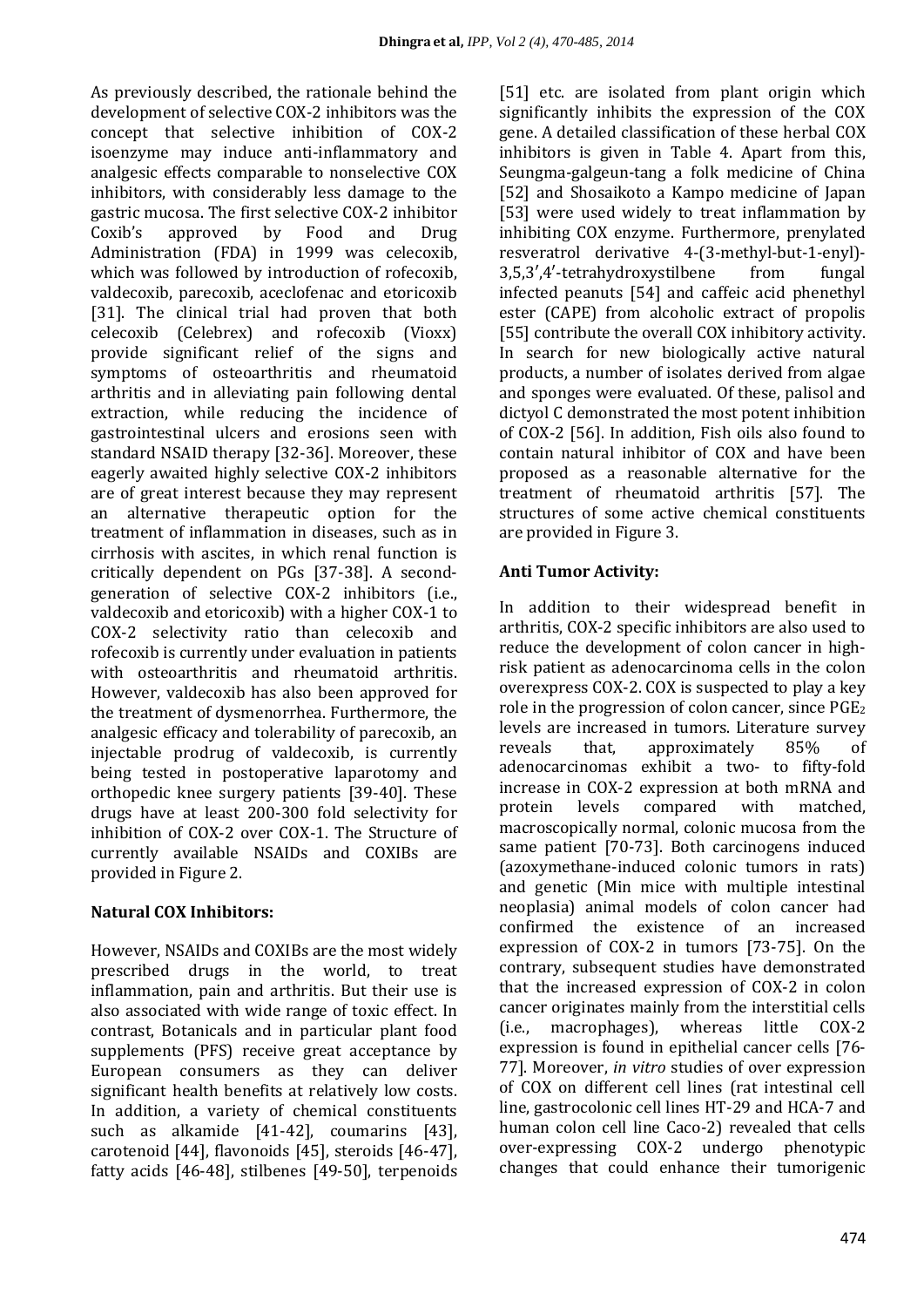As previously described, the rationale behind the development of selective COX-2 inhibitors was the concept that selective inhibition of COX-2 isoenzyme may induce anti-inflammatory and analgesic effects comparable to nonselective COX inhibitors, with considerably less damage to the gastric mucosa. The first selective COX-2 inhibitor Coxib's approved by Food and Drug Administration (FDA) in 1999 was celecoxib, which was followed by introduction of rofecoxib, valdecoxib, parecoxib, aceclofenac and etoricoxib [31]. The clinical trial had proven that both celecoxib (Celebrex) and rofecoxib (Vioxx) provide significant relief of the signs and symptoms of osteoarthritis and rheumatoid arthritis and in alleviating pain following dental extraction, while reducing the incidence of gastrointestinal ulcers and erosions seen with standard NSAID therapy [32-36]. Moreover, these eagerly awaited highly selective COX-2 inhibitors are of great interest because they may represent an alternative therapeutic option for the treatment of inflammation in diseases, such as in cirrhosis with ascites, in which renal function is critically dependent on PGs [37-38]. A second-generation of selective COX-2 inhibitors (i.e., valdecoxib and etoricoxib) with a higher COX-1 to COX-2 selectivity ratio than celecoxib and rofecoxib is currently under evaluation in patients with osteoarthritis and rheumatoid arthritis. However, valdecoxib has also been approved for the treatment of dysmenorrhea. Furthermore, the analgesic efficacy and tolerability of parecoxib, an injectable prodrug of valdecoxib, is currently being tested in postoperative laparotomy and orthopedic knee surgery patients [39-40]. These drugs have at least 200-300 fold selectivity for inhibition of COX-2 over COX-1. The Structure of currently available NSAIDs and COXIBs are provided in Figure 2.

## Natural COX Inhibitors:

However, NSAIDs and COXIBs are the most widely prescribed drugs in the world, to treat inflammation, pain and arthritis. But their use is also associated with wide range of toxic effect. In contrast, Botanicals and in particular plant food supplements (PFS) receive great acceptance by European consumers as they can deliver significant health benefits at relatively low costs. In addition, a variety of chemical constituents such as alkamide [41-42], coumarins [43], carotenoid [44], flavonoids [45], steroids [46-47], fatty acids [46-48], stilbenes [49-50], terpenoids [51] etc. are isolated from plant origin which significantly inhibits the expression of the COX gene. A detailed classification of these herbal COX inhibitors is given in Table 4. Apart from this, Seungma-galgeun-tang a folk medicine of China [52] and Shosaikoto a Kampo medicine of Japan [53] were used widely to treat inflammation by inhibiting COX enzyme. Furthermore, prenylated resveratrol derivative 4-(3-methyl-but-1-enyl)-3,5,3′,4′-tetrahydroxystilbene from fungal infected peanuts [54] and caffeic acid phenethyl ester (CAPE) from alcoholic extract of propolis [55] contribute the overall COX inhibitory activity. In search for new biologically active natural products, a number of isolates derived from algae and sponges were evaluated. Of these, palisol and dictyol C demonstrated the most potent inhibition of COX-2 [56]. In addition, Fish oils also found to contain natural inhibitor of COX and have been proposed as a reasonable alternative for the treatment of rheumatoid arthritis [57]. The structures of some active chemical constituents are provided in Figure 3.

## Anti Tumor Activity:

In addition to their widespread benefit in arthritis, COX-2 specific inhibitors are also used to reduce the development of colon cancer in high-risk patient as adenocarcinoma cells in the colon overexpress COX-2. COX is suspected to play a key role in the progression of colon cancer, since $PGE_2$ levels are increased in tumors. Literature survey reveals that, approximately 85% of adenocarcinomas exhibit a two- to fifty-fold increase in COX-2 expression at both mRNA and protein levels compared with matched, macroscopically normal, colonic mucosa from the same patient [70-73]. Both carcinogens induced (azoxymethane-induced colonic tumors in rats) and genetic (Min mice with multiple intestinal neoplasia) animal models of colon cancer had confirmed the existence of an increased expression of COX-2 in tumors [73-75]. On the contrary, subsequent studies have demonstrated that the increased expression of COX-2 in colon cancer originates mainly from the interstitial cells (i.e., macrophages), whereas little COX-2 expression is found in epithelial cancer cells [76-77]. Moreover, *in vitro* studies of over expression of COX on different cell lines (rat intestinal cell line, gastrocolonic cell lines HT-29 and HCA-7 and human colon cell line Caco-2) revealed that cells over-expressing COX-2 undergo phenotypic changes that could enhance their tumorigenic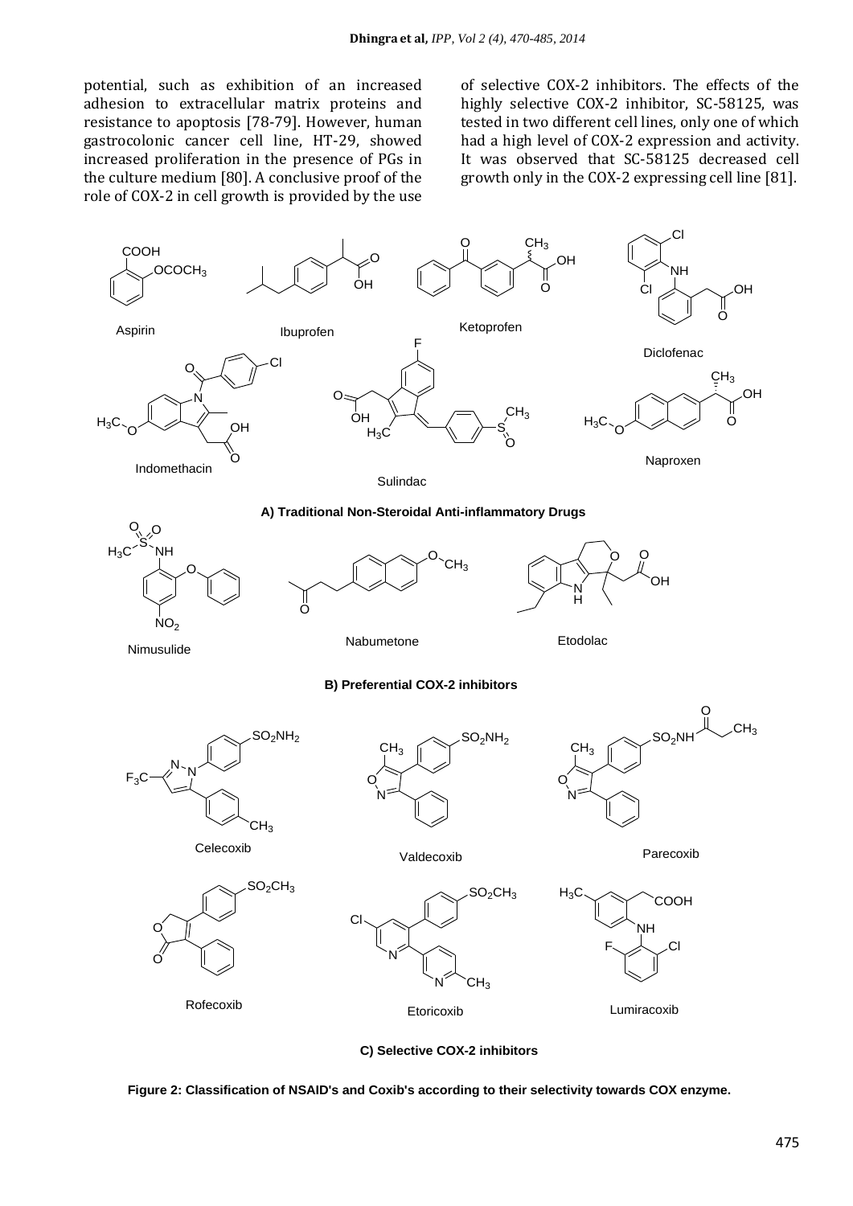potential, such as exhibition of an increased adhesion to extracellular matrix proteins and resistance to apoptosis [78-79]. However, human gastrocolonic cancer cell line, HT-29, showed increased proliferation in the presence of PGs in the culture medium [80]. A conclusive proof of the role of COX-2 in cell growth is provided by the use of selective COX-2 inhibitors. The effects of the highly selective COX-2 inhibitor, SC-58125, was tested in two different cell lines, only one of which had a high level of COX-2 expression and activity. It was observed that SC-58125 decreased cell growth only in the COX-2 expressing cell line [81].

**A) Traditional Non-Steroidal Anti-inflammatory Drugs**

Aspirin, Ibuprofen, Ketoprofen, Diclofenac, Indomethacin, Sulindac, Naproxen

**B) Preferential COX-2 inhibitors**

Nimusulide, Nabumetone, Etodolac

**C) Selective COX-2 inhibitors**

Celecoxib, Valdecoxib, Parecoxib, Rofecoxib, Etoricoxib, Lumiracoxib

**Figure 2: Classification of NSAID's and Coxib's according to their selectivity towards COX enzyme.**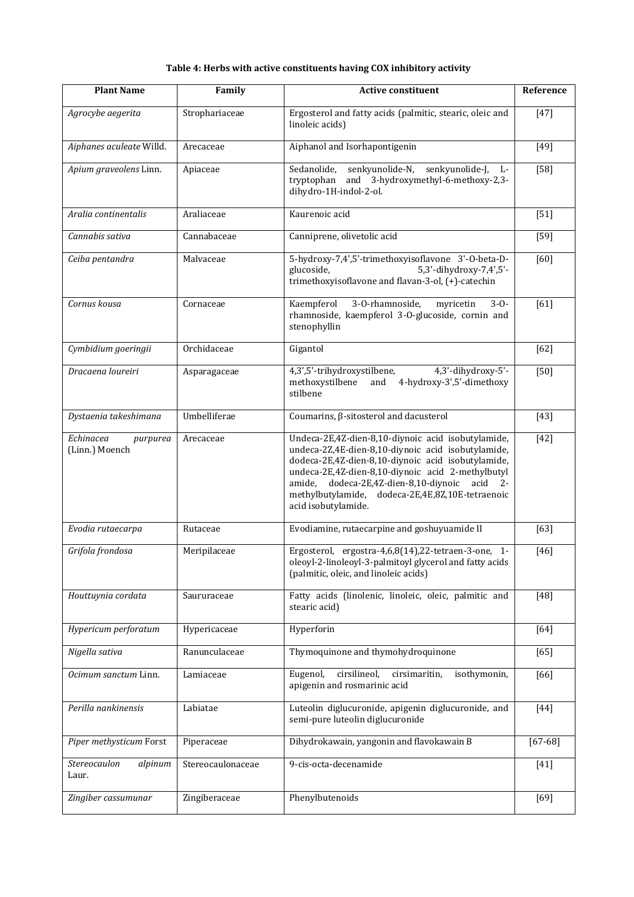**Table 4: Herbs with active constituents having COX inhibitory activity**

| Plant Name | Family | Active constituent | Reference |
|---|---|---|---|
| *Agrocybe aegerita* | Strophariaceae | Ergosterol and fatty acids (palmitic, stearic, oleic and linoleic acids) | [47] |
| *Aiphanes aculeate* Willd. | Arecaceae | Aiphanol and Isorhapontigenin | [49] |
| *Apium graveolens* Linn. | Apiaceae | Sedanolide, senkyunolide-N, senkyunolide-J, L-tryptophan and 3-hydroxymethyl-6-methoxy-2,3-dihydro-1H-indol-2-ol. | [58] |
| *Aralia continentalis* | Araliaceae | Kaurenoic acid | [51] |
| *Cannabis sativa* | Cannabaceae | Canniprene, olivetolic acid | [59] |
| *Ceiba pentandra* | Malvaceae | 5-hydroxy-7,4',5'-trimethoxyisoflavone 3'-O-beta-D-glucoside, 5,3'-dihydroxy-7,4',5'-trimethoxyisoflavone and flavan-3-ol, (+)-catechin | [60] |
| *Cornus kousa* | Cornaceae | Kaempferol 3-O-rhamnoside, myricetin 3-O-rhamnoside, kaempferol 3-O-glucoside, cornin and stenophyllin | [61] |
| *Cymbidium goeringii* | Orchidaceae | Gigantol | [62] |
| *Dracaena loureiri* | Asparagaceae | 4,3',5'-trihydroxystilbene, 4,3'-dihydroxy-5'-methoxystilbene and 4-hydroxy-3',5'-dimethoxy stilbene | [50] |
| *Dystaenia takeshimana* | Umbelliferae | Coumarins, β-sitosterol and dacusterol | [43] |
| *Echinacea purpurea* (Linn.) Moench | Arecaceae | Undeca-2E,4Z-dien-8,10-diynoic acid isobutylamide, undeca-2Z,4E-dien-8,10-diynoic acid isobutylamide, dodeca-2E,4Z-dien-8,10-diynoic acid isobutylamide, undeca-2E,4Z-dien-8,10-diynoic acid 2-methylbutyl amide, dodeca-2E,4Z-dien-8,10-diynoic acid 2-methylbutylamide, dodeca-2E,4E,8Z,10E-tetraenoic acid isobutylamide. | [42] |
| *Evodia rutaecarpa* | Rutaceae | Evodiamine, rutaecarpine and goshuyuamide II | [63] |
| *Grifola frondosa* | Meripilaceae | Ergosterol, ergostra-4,6,8(14),22-tetraen-3-one, 1-oleoyl-2-linoleoyl-3-palmitoyl glycerol and fatty acids (palmitic, oleic, and linoleic acids) | [46] |
| *Houttuynia cordata* | Saururaceae | Fatty acids (linolenic, linoleic, oleic, palmitic and stearic acid) | [48] |
| *Hypericum perforatum* | Hypericaceae | Hyperforin | [64] |
| *Nigella sativa* | Ranunculaceae | Thymoquinone and thymohydroquinone | [65] |
| *Ocimum sanctum* Linn. | Lamiaceae | Eugenol, cirsilineol, cirsimaritin, isothymonin, apigenin and rosmarinic acid | [66] |
| *Perilla nankinensis* | Labiatae | Luteolin diglucuronide, apigenin diglucuronide, and semi-pure luteolin diglucuronide | [44] |
| *Piper methysticum* Forst | Piperaceae | Dihydrokawain, yangonin and flavokawain B | [67-68] |
| *Stereocaulon alpinum* Laur. | Stereocaulonaceae | 9-cis-octa-decenamide | [41] |
| *Zingiber cassumunar* | Zingiberaceae | Phenylbutenoids | [69] |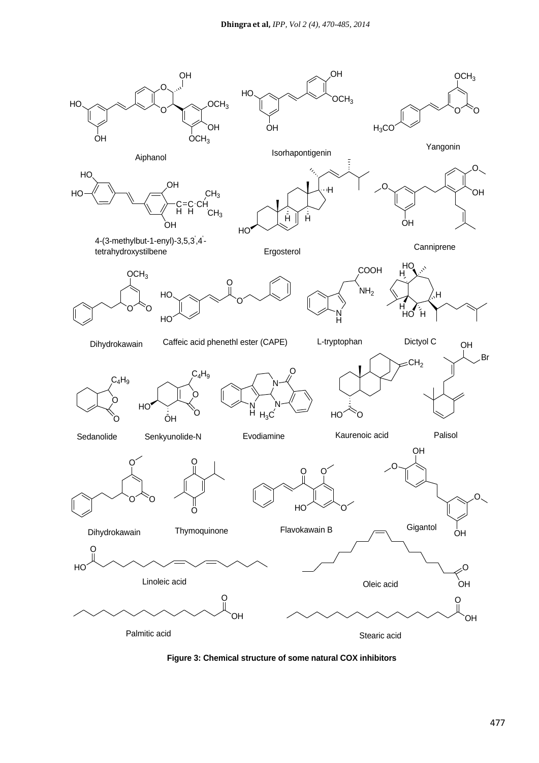Aiphanol

Isorhapontigenin

Yangonin

4-(3-methylbut-1-enyl)-3,5,3',4'-tetrahydroxystilbene

Ergosterol

Canniprene

Dihydrokawain

Caffeic acid phenethl ester (CAPE)

L-tryptophan

Dictyol C

Sedanolide

Senkyunolide-N

Evodiamine

Kaurenoic acid

Palisol

Dihydrokawain

Thymoquinone

Flavokawain B

Gigantol

Linoleic acid

Oleic acid

Palmitic acid

Stearic acid

**Figure 3: Chemical structure of some natural COX inhibitors**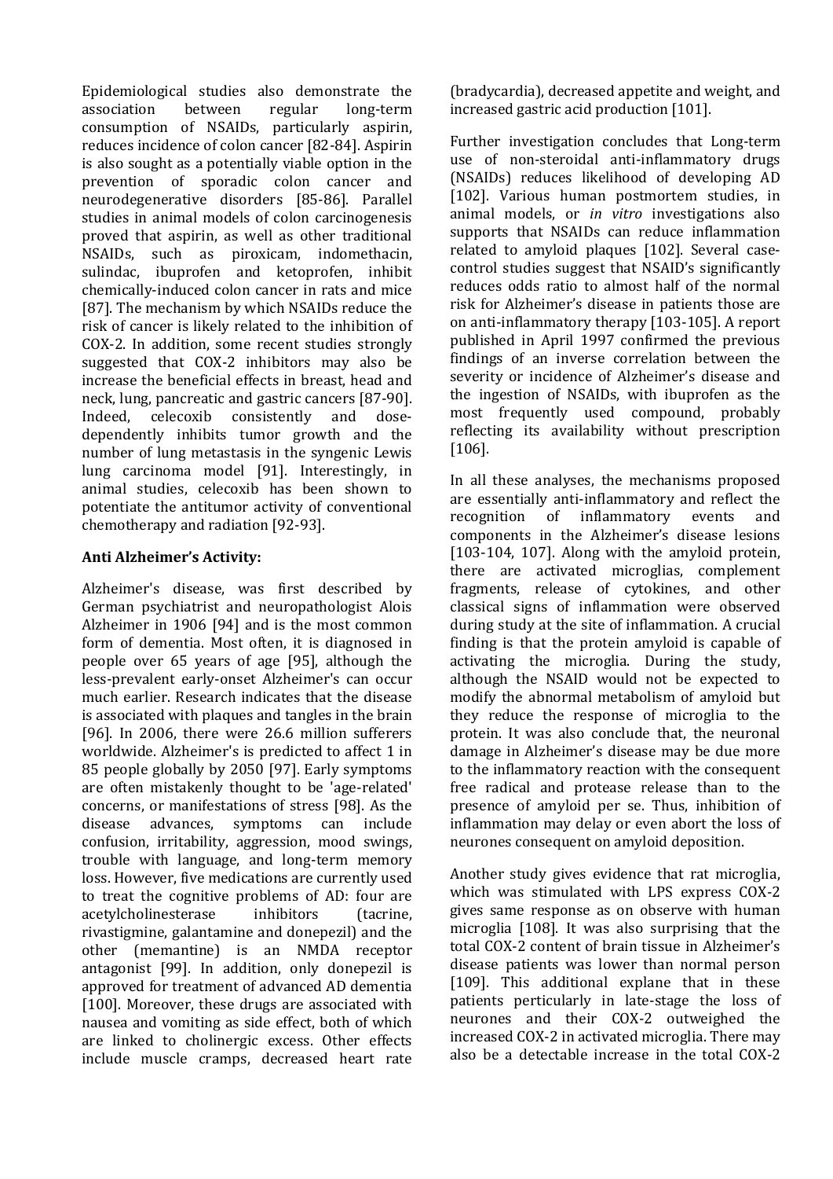Epidemiological studies also demonstrate the association between regular long-term consumption of NSAIDs, particularly aspirin, reduces incidence of colon cancer [82-84]. Aspirin is also sought as a potentially viable option in the prevention of sporadic colon cancer and neurodegenerative disorders [85-86]. Parallel studies in animal models of colon carcinogenesis proved that aspirin, as well as other traditional NSAIDs, such as piroxicam, indomethacin, sulindac, ibuprofen and ketoprofen, inhibit chemically-induced colon cancer in rats and mice [87]. The mechanism by which NSAIDs reduce the risk of cancer is likely related to the inhibition of COX-2. In addition, some recent studies strongly suggested that COX-2 inhibitors may also be increase the beneficial effects in breast, head and neck, lung, pancreatic and gastric cancers [87-90]. Indeed, celecoxib consistently and dose-dependently inhibits tumor growth and the number of lung metastasis in the syngenic Lewis lung carcinoma model [91]. Interestingly, in animal studies, celecoxib has been shown to potentiate the antitumor activity of conventional chemotherapy and radiation [92-93].

**Anti Alzheimer's Activity:**

Alzheimer's disease, was first described by German psychiatrist and neuropathologist Alois Alzheimer in 1906 [94] and is the most common form of dementia. Most often, it is diagnosed in people over 65 years of age [95], although the less-prevalent early-onset Alzheimer's can occur much earlier. Research indicates that the disease is associated with plaques and tangles in the brain [96]. In 2006, there were 26.6 million sufferers worldwide. Alzheimer's is predicted to affect 1 in 85 people globally by 2050 [97]. Early symptoms are often mistakenly thought to be 'age-related' concerns, or manifestations of stress [98]. As the disease advances, symptoms can include confusion, irritability, aggression, mood swings, trouble with language, and long-term memory loss. However, five medications are currently used to treat the cognitive problems of AD: four are acetylcholinesterase inhibitors (tacrine, rivastigmine, galantamine and donepezil) and the other (memantine) is an NMDA receptor antagonist [99]. In addition, only donepezil is approved for treatment of advanced AD dementia [100]. Moreover, these drugs are associated with nausea and vomiting as side effect, both of which are linked to cholinergic excess. Other effects include muscle cramps, decreased heart rate (bradycardia), decreased appetite and weight, and increased gastric acid production [101].

Further investigation concludes that Long-term use of non-steroidal anti-inflammatory drugs (NSAIDs) reduces likelihood of developing AD [102]. Various human postmortem studies, in animal models, or *in vitro* investigations also supports that NSAIDs can reduce inflammation related to amyloid plaques [102]. Several case-control studies suggest that NSAID's significantly reduces odds ratio to almost half of the normal risk for Alzheimer's disease in patients those are on anti-inflammatory therapy [103-105]. A report published in April 1997 confirmed the previous findings of an inverse correlation between the severity or incidence of Alzheimer's disease and the ingestion of NSAIDs, with ibuprofen as the most frequently used compound, probably reflecting its availability without prescription [106].

In all these analyses, the mechanisms proposed are essentially anti-inflammatory and reflect the recognition of inflammatory events and components in the Alzheimer's disease lesions [103-104, 107]. Along with the amyloid protein, there are activated microglias, complement fragments, release of cytokines, and other classical signs of inflammation were observed during study at the site of inflammation. A crucial finding is that the protein amyloid is capable of activating the microglia. During the study, although the NSAID would not be expected to modify the abnormal metabolism of amyloid but they reduce the response of microglia to the protein. It was also conclude that, the neuronal damage in Alzheimer's disease may be due more to the inflammatory reaction with the consequent free radical and protease release than to the presence of amyloid per se. Thus, inhibition of inflammation may delay or even abort the loss of neurones consequent on amyloid deposition.

Another study gives evidence that rat microglia, which was stimulated with LPS express COX-2 gives same response as on observe with human microglia [108]. It was also surprising that the total COX-2 content of brain tissue in Alzheimer's disease patients was lower than normal person [109]. This additional explane that in these patients perticularly in late-stage the loss of neurones and their COX-2 outweighed the increased COX-2 in activated microglia. There may also be a detectable increase in the total COX-2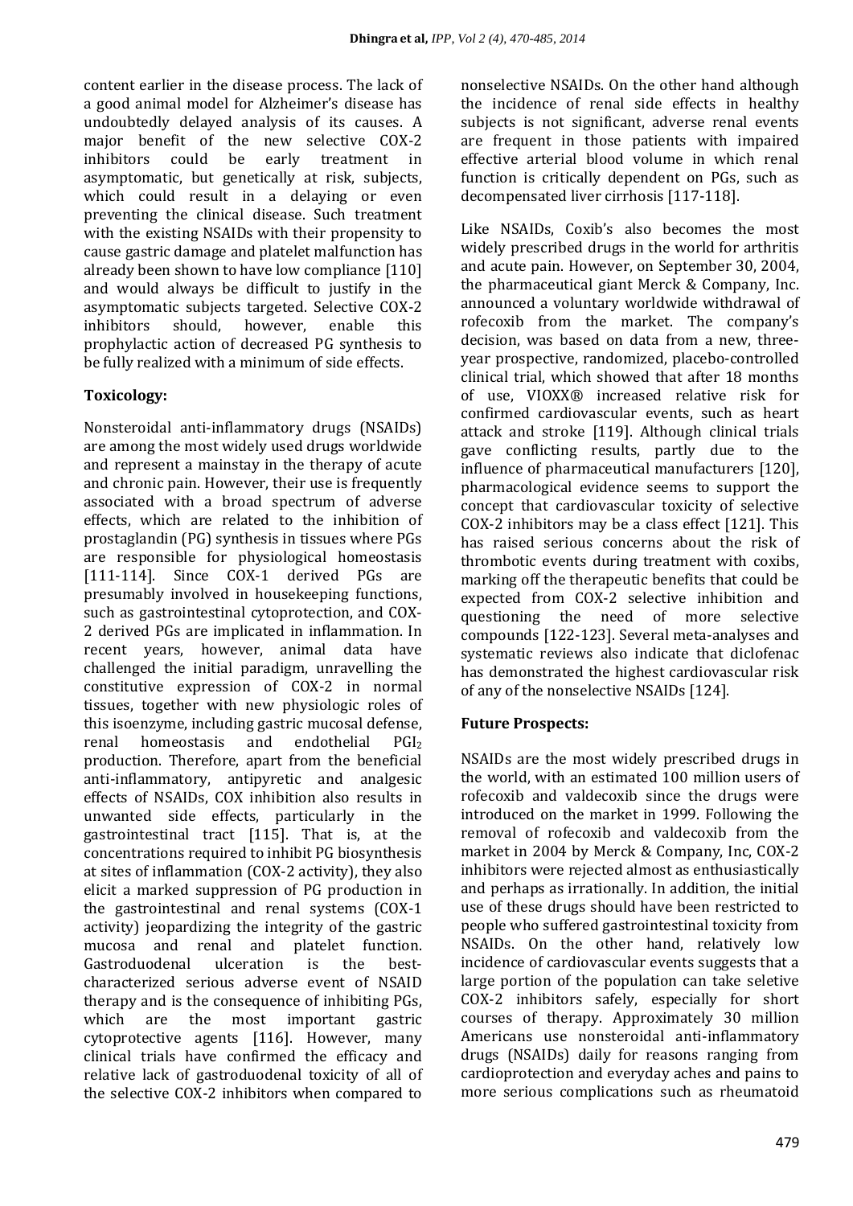content earlier in the disease process. The lack of a good animal model for Alzheimer's disease has undoubtedly delayed analysis of its causes. A major benefit of the new selective COX-2 inhibitors could be early treatment in asymptomatic, but genetically at risk, subjects, which could result in a delaying or even preventing the clinical disease. Such treatment with the existing NSAIDs with their propensity to cause gastric damage and platelet malfunction has already been shown to have low compliance [110] and would always be difficult to justify in the asymptomatic subjects targeted. Selective COX-2 inhibitors should, however, enable this prophylactic action of decreased PG synthesis to be fully realized with a minimum of side effects.

## Toxicology:

Nonsteroidal anti-inflammatory drugs (NSAIDs) are among the most widely used drugs worldwide and represent a mainstay in the therapy of acute and chronic pain. However, their use is frequently associated with a broad spectrum of adverse effects, which are related to the inhibition of prostaglandin (PG) synthesis in tissues where PGs are responsible for physiological homeostasis [111-114]. Since COX-1 derived PGs are presumably involved in housekeeping functions, such as gastrointestinal cytoprotection, and COX-2 derived PGs are implicated in inflammation. In recent years, however, animal data have challenged the initial paradigm, unravelling the constitutive expression of COX-2 in normal tissues, together with new physiologic roles of this isoenzyme, including gastric mucosal defense, renal homeostasis and endothelial $PGI_2$ production. Therefore, apart from the beneficial anti-inflammatory, antipyretic and analgesic effects of NSAIDs, COX inhibition also results in unwanted side effects, particularly in the gastrointestinal tract [115]. That is, at the concentrations required to inhibit PG biosynthesis at sites of inflammation (COX-2 activity), they also elicit a marked suppression of PG production in the gastrointestinal and renal systems (COX-1 activity) jeopardizing the integrity of the gastric mucosa and renal and platelet function. Gastroduodenal ulceration is the best-characterized serious adverse event of NSAID therapy and is the consequence of inhibiting PGs, which are the most important gastric cytoprotective agents [116]. However, many clinical trials have confirmed the efficacy and relative lack of gastroduodenal toxicity of all of the selective COX-2 inhibitors when compared to nonselective NSAIDs. On the other hand although the incidence of renal side effects in healthy subjects is not significant, adverse renal events are frequent in those patients with impaired effective arterial blood volume in which renal function is critically dependent on PGs, such as decompensated liver cirrhosis [117-118].

Like NSAIDs, Coxib's also becomes the most widely prescribed drugs in the world for arthritis and acute pain. However, on September 30, 2004, the pharmaceutical giant Merck & Company, Inc. announced a voluntary worldwide withdrawal of rofecoxib from the market. The company's decision, was based on data from a new, three-year prospective, randomized, placebo-controlled clinical trial, which showed that after 18 months of use, VIOXX® increased relative risk for confirmed cardiovascular events, such as heart attack and stroke [119]. Although clinical trials gave conflicting results, partly due to the influence of pharmaceutical manufacturers [120], pharmacological evidence seems to support the concept that cardiovascular toxicity of selective COX-2 inhibitors may be a class effect [121]. This has raised serious concerns about the risk of thrombotic events during treatment with coxibs, marking off the therapeutic benefits that could be expected from COX-2 selective inhibition and questioning the need of more selective compounds [122-123]. Several meta-analyses and systematic reviews also indicate that diclofenac has demonstrated the highest cardiovascular risk of any of the nonselective NSAIDs [124].

## Future Prospects:

NSAIDs are the most widely prescribed drugs in the world, with an estimated 100 million users of rofecoxib and valdecoxib since the drugs were introduced on the market in 1999. Following the removal of rofecoxib and valdecoxib from the market in 2004 by Merck & Company, Inc, COX-2 inhibitors were rejected almost as enthusiastically and perhaps as irrationally. In addition, the initial use of these drugs should have been restricted to people who suffered gastrointestinal toxicity from NSAIDs. On the other hand, relatively low incidence of cardiovascular events suggests that a large portion of the population can take seletive COX-2 inhibitors safely, especially for short courses of therapy. Approximately 30 million Americans use nonsteroidal anti-inflammatory drugs (NSAIDs) daily for reasons ranging from cardioprotection and everyday aches and pains to more serious complications such as rheumatoid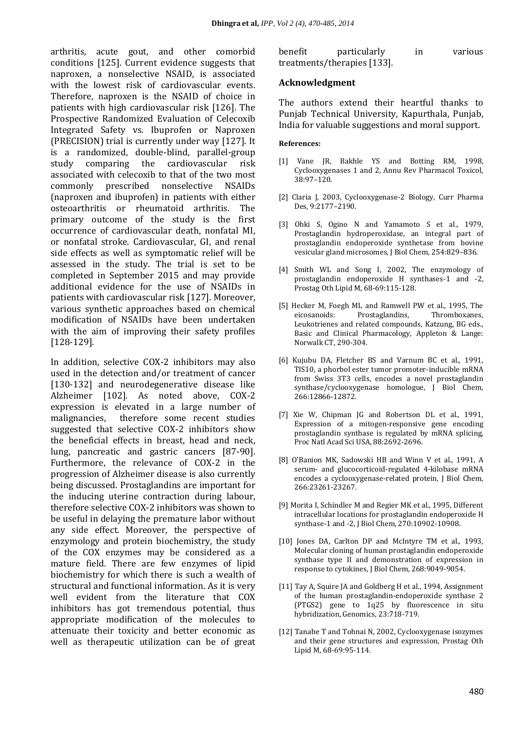arthritis, acute gout, and other comorbid conditions [125]. Current evidence suggests that naproxen, a nonselective NSAID, is associated with the lowest risk of cardiovascular events. Therefore, naproxen is the NSAID of choice in patients with high cardiovascular risk [126]. The Prospective Randomized Evaluation of Celecoxib Integrated Safety vs. Ibuprofen or Naproxen (PRECISION) trial is currently under way [127]. It is a randomized, double-blind, parallel-group study comparing the cardiovascular risk associated with celecoxib to that of the two most commonly prescribed nonselective NSAIDs (naproxen and ibuprofen) in patients with either osteoarthritis or rheumatoid arthritis. The primary outcome of the study is the first occurrence of cardiovascular death, nonfatal MI, or nonfatal stroke. Cardiovascular, GI, and renal side effects as well as symptomatic relief will be assessed in the study. The trial is set to be completed in September 2015 and may provide additional evidence for the use of NSAIDs in patients with cardiovascular risk [127]. Moreover, various synthetic approaches based on chemical modification of NSAIDs have been undertaken with the aim of improving their safety profiles [128-129].

In addition, selective COX-2 inhibitors may also used in the detection and/or treatment of cancer [130-132] and neurodegenerative disease like Alzheimer [102]. As noted above, COX-2 expression is elevated in a large number of malignancies, therefore some recent studies suggested that selective COX-2 inhibitors show the beneficial effects in breast, head and neck, lung, pancreatic and gastric cancers [87-90]. Furthermore, the relevance of COX-2 in the progression of Alzheimer disease is also currently being discussed. Prostaglandins are important for the inducing uterine contraction during labour, therefore selective COX-2 inhibitors was shown to be useful in delaying the premature labor without any side effect. Moreover, the perspective of enzymology and protein biochemistry, the study of the COX enzymes may be considered as a mature field. There are few enzymes of lipid biochemistry for which there is such a wealth of structural and functional information. As it is very well evident from the literature that COX inhibitors has got tremendous potential, thus appropriate modification of the molecules to attenuate their toxicity and better economic as well as therapeutic utilization can be of great benefit particularly in various treatments/therapies [133].

## Acknowledgment

The authors extend their heartful thanks to Punjab Technical University, Kapurthala, Punjab, India for valuable suggestions and moral support.

**References:**

[1] Vane JR, Bakhle YS and Botting RM, 1998, Cyclooxygenases 1 and 2, Annu Rev Pharmacol Toxicol, 38:97–120.

[2] Claria J, 2003, Cyclooxygenase-2 Biology, Curr Pharma Des, 9:2177–2190.

[3] Ohki S, Ogino N and Yamamoto S et al., 1979, Prostaglandin hydroperoxidase, an integral part of prostaglandin endoperoxide synthetase from bovine vesicular gland microsomes, J Biol Chem, 254:829–836.

[4] Smith WL and Song I, 2002, The enzymology of prostaglandin endoperoxide H synthases-1 and -2, Prostag Oth Lipid M, 68-69:115-128.

[5] Hecker M, Foegh ML and Ramwell PW et al., 1995, The eicosanoids: Prostaglandins, Thromboxanes, Leukotrienes and related compounds, Katzung, BG eds., Basic and Clinical Pharmacology, Appleton & Lange: Norwalk CT, 290-304.

[6] Kujubu DA, Fletcher BS and Varnum BC et al., 1991, TIS10, a phorbol ester tumor promoter-inducible mRNA from Swiss 3T3 cells, encodes a novel prostaglandin synthase/cyclooxygenase homologue, J Biol Chem, 266:12866-12872.

[7] Xie W, Chipman JG and Robertson DL et al., 1991, Expression of a mitogen-responsive gene encoding prostaglandin synthase is regulated by mRNA splicing, Proc Natl Acad Sci USA, 88:2692-2696.

[8] O'Banion MK, Sadowski HB and Winn V et al., 1991, A serum- and glucocorticoid-regulated 4-kilobase mRNA encodes a cyclooxygenase-related protein, J Biol Chem, 266:23261-23267.

[9] Morita I, Schindler M and Regier MK et al., 1995, Different intracellular locations for prostaglandin endoperoxide H synthase-1 and -2, J Biol Chem, 270:10902-10908.

[10] Jones DA, Carlton DP and McIntyre TM et al., 1993, Molecular cloning of human prostaglandin endoperoxide synthase type II and demonstration of expression in response to cytokines, J Biol Chem, 268:9049-9054.

[11] Tay A, Squire JA and Goldberg H et al., 1994, Assignment of the human prostaglandin-endoperoxide synthase 2 (PTGS2) gene to 1q25 by fluorescence in situ hybridization, Genomics, 23:718-719.

[12] Tanabe T and Tohnai N, 2002, Cyclooxygenase isozymes and their gene structures and expression, Prostag Oth Lipid M, 68-69:95-114.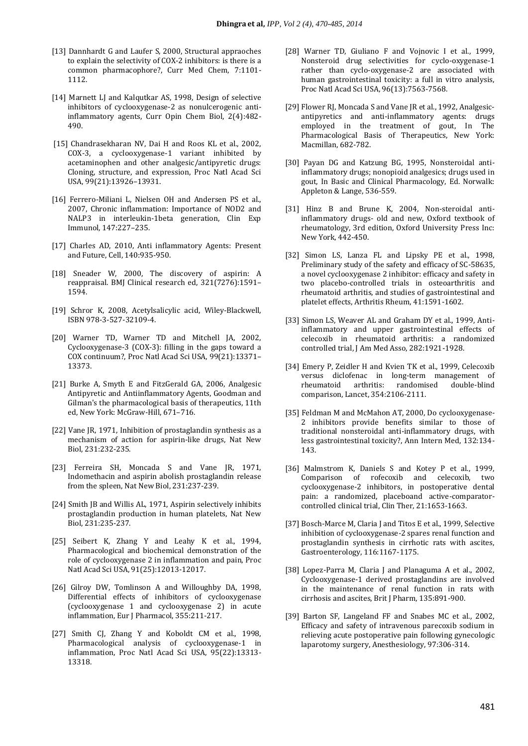[13] Dannhardt G and Laufer S, 2000, Structural appraoches to explain the selectivity of COX-2 inhibitors: is there is a common pharmacophore?, Curr Med Chem, 7:1101-1112.

[14] Marnett LJ and Kalqutkar AS, 1998, Design of selective inhibitors of cyclooxygenase-2 as nonulcerogenic anti-inflammatory agents, Curr Opin Chem Biol, 2(4):482-490.

[15] Chandrasekharan NV, Dai H and Roos KL et al., 2002, COX-3, a cyclooxygenase-1 variant inhibited by acetaminophen and other analgesic/antipyretic drugs: Cloning, structure, and expression, Proc Natl Acad Sci USA, 99(21):13926–13931.

[16] Ferrero-Miliani L, Nielsen OH and Andersen PS et al., 2007, Chronic inflammation: Importance of NOD2 and NALP3 in interleukin-1beta generation, Clin Exp Immunol, 147:227–235.

[17] Charles AD, 2010, Anti inflammatory Agents: Present and Future, Cell, 140:935-950.

[18] Sneader W, 2000, The discovery of aspirin: A reappraisal. BMJ Clinical research ed, 321(7276):1591–1594.

[19] Schror K, 2008, Acetylsalicylic acid, Wiley-Blackwell, ISBN 978-3-527-32109-4.

[20] Warner TD, Warner TD and Mitchell JA, 2002, Cyclooxygenase-3 (COX-3): filling in the gaps toward a COX continuum?, Proc Natl Acad Sci USA, 99(21):13371–13373.

[21] Burke A, Smyth E and FitzGerald GA, 2006, Analgesic Antipyretic and Antiinflammatory Agents, Goodman and Gilman's the pharmacological basis of therapeutics, 11th ed, New York: McGraw-Hill, 671–716.

[22] Vane JR, 1971, Inhibition of prostaglandin synthesis as a mechanism of action for aspirin-like drugs, Nat New Biol, 231:232-235.

[23] Ferreira SH, Moncada S and Vane JR, 1971, Indomethacin and aspirin abolish prostaglandin release from the spleen, Nat New Biol, 231:237-239.

[24] Smith JB and Willis AL, 1971, Aspirin selectively inhibits prostaglandin production in human platelets, Nat New Biol, 231:235-237.

[25] Seibert K, Zhang Y and Leahy K et al., 1994, Pharmacological and biochemical demonstration of the role of cyclooxygenase 2 in inflammation and pain, Proc Natl Acad Sci USA, 91(25):12013-12017.

[26] Gilroy DW, Tomlinson A and Willoughby DA, 1998, Differential effects of inhibitors of cyclooxygenase (cyclooxygenase 1 and cyclooxygenase 2) in acute inflammation, Eur J Pharmacol, 355:211-217.

[27] Smith CJ, Zhang Y and Koboldt CM et al., 1998, Pharmacological analysis of cyclooxygenase-1 in inflammation, Proc Natl Acad Sci USA, 95(22):13313-13318.

[28] Warner TD, Giuliano F and Vojnovic I et al., 1999, Nonsteroid drug selectivities for cyclo-oxygenase-1 rather than cyclo-oxygenase-2 are associated with human gastrointestinal toxicity: a full in vitro analysis, Proc Natl Acad Sci USA, 96(13):7563-7568.

[29] Flower RJ, Moncada S and Vane JR et al., 1992, Analgesic-antipyretics and anti-inflammatory agents: drugs employed in the treatment of gout, In The Pharmacological Basis of Therapeutics, New York: Macmillan, 682-782.

[30] Payan DG and Katzung BG, 1995, Nonsteroidal anti-inflammatory drugs; nonopioid analgesics; drugs used in gout, In Basic and Clinical Pharmacology, Ed. Norwalk: Appleton & Lange, 536-559.

[31] Hinz B and Brune K, 2004, Non-steroidal anti-inflammatory drugs- old and new, Oxford textbook of rheumatology, 3rd edition, Oxford University Press Inc: New York, 442-450.

[32] Simon LS, Lanza FL and Lipsky PE et al., 1998, Preliminary study of the safety and efficacy of SC-58635, a novel cyclooxygenase 2 inhibitor: efficacy and safety in two placebo-controlled trials in osteoarthritis and rheumatoid arthritis, and studies of gastrointestinal and platelet effects, Arthritis Rheum, 41:1591-1602.

[33] Simon LS, Weaver AL and Graham DY et al., 1999, Anti-inflammatory and upper gastrointestinal effects of celecoxib in rheumatoid arthritis: a randomized controlled trial, J Am Med Asso, 282:1921-1928.

[34] Emery P, Zeidler H and Kvien TK et al., 1999, Celecoxib versus diclofenac in long-term management of rheumatoid arthritis: randomised double-blind comparison, Lancet, 354:2106-2111.

[35] Feldman M and McMahon AT, 2000, Do cyclooxygenase-2 inhibitors provide benefits similar to those of traditional nonsteroidal anti-inflammatory drugs, with less gastrointestinal toxicity?, Ann Intern Med, 132:134-143.

[36] Malmstrom K, Daniels S and Kotey P et al., 1999, Comparison of rofecoxib and celecoxib, two cyclooxygenase-2 inhibitors, in postoperative dental pain: a randomized, placeboand active-comparator-controlled clinical trial, Clin Ther, 21:1653-1663.

[37] Bosch-Marce M, Claria J and Titos E et al., 1999, Selective inhibition of cyclooxygenase-2 spares renal function and prostaglandin synthesis in cirrhotic rats with ascites, Gastroenterology, 116:1167-1175.

[38] Lopez-Parra M, Claria J and Planaguma A et al., 2002, Cyclooxygenase-1 derived prostaglandins are involved in the maintenance of renal function in rats with cirrhosis and ascites, Brit J Pharm, 135:891-900.

[39] Barton SF, Langeland FF and Snabes MC et al., 2002, Efficacy and safety of intravenous parecoxib sodium in relieving acute postoperative pain following gynecologic laparotomy surgery, Anesthesiology, 97:306-314.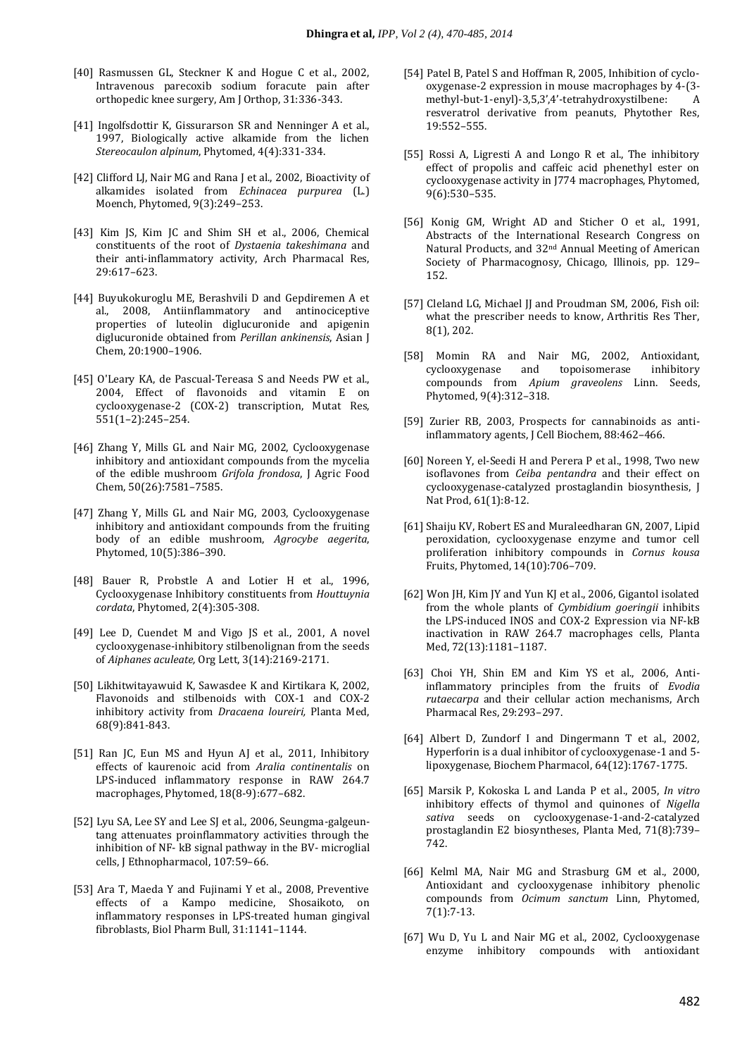[40] Rasmussen GL, Steckner K and Hogue C et al., 2002, Intravenous parecoxib sodium foracute pain after orthopedic knee surgery, Am J Orthop, 31:336-343.

[41] Ingolfsdottir K, Gissurarson SR and Nenninger A et al., 1997, Biologically active alkamide from the lichen *Stereocaulon alpinum*, Phytomed, 4(4):331-334.

[42] Clifford LJ, Nair MG and Rana J et al., 2002, Bioactivity of alkamides isolated from *Echinacea purpurea* (L.) Moench, Phytomed, 9(3):249–253.

[43] Kim JS, Kim JC and Shim SH et al., 2006, Chemical constituents of the root of *Dystaenia takeshimana* and their anti-inflammatory activity, Arch Pharmacal Res, 29:617–623.

[44] Buyukokuroglu ME, Berashvili D and Gepdiremen A et al., 2008, Antiinflammatory and antinociceptive properties of luteolin diglucuronide and apigenin diglucuronide obtained from *Perillan ankinensis*, Asian J Chem, 20:1900–1906.

[45] O'Leary KA, de Pascual-Tereasa S and Needs PW et al., 2004, Effect of flavonoids and vitamin E on cyclooxygenase-2 (COX-2) transcription, Mutat Res, 551(1–2):245–254.

[46] Zhang Y, Mills GL and Nair MG, 2002, Cyclooxygenase inhibitory and antioxidant compounds from the mycelia of the edible mushroom *Grifola frondosa*, J Agric Food Chem, 50(26):7581–7585.

[47] Zhang Y, Mills GL and Nair MG, 2003, Cyclooxygenase inhibitory and antioxidant compounds from the fruiting body of an edible mushroom, *Agrocybe aegerita*, Phytomed, 10(5):386–390.

[48] Bauer R, Probstle A and Lotier H et al., 1996, Cyclooxygenase Inhibitory constituents from *Houttuynia cordata*, Phytomed, 2(4):305-308.

[49] Lee D, Cuendet M and Vigo JS et al., 2001, A novel cyclooxygenase-inhibitory stilbenolignan from the seeds of *Aiphanes aculeate,* Org Lett, 3(14):2169-2171.

[50] Likhitwitayawuid K, Sawasdee K and Kirtikara K, 2002, Flavonoids and stilbenoids with COX-1 and COX-2 inhibitory activity from *Dracaena loureiri,* Planta Med, 68(9):841-843.

[51] Ran JC, Eun MS and Hyun AJ et al., 2011, Inhibitory effects of kaurenoic acid from *Aralia continentalis* on LPS-induced inflammatory response in RAW 264.7 macrophages, Phytomed, 18(8-9):677–682.

[52] Lyu SA, Lee SY and Lee SJ et al., 2006, Seungma-galgeun-tang attenuates proinflammatory activities through the inhibition of NF- kB signal pathway in the BV- microglial cells, J Ethnopharmacol, 107:59–66.

[53] Ara T, Maeda Y and Fujinami Y et al., 2008, Preventive effects of a Kampo medicine, Shosaikoto, on inflammatory responses in LPS-treated human gingival fibroblasts, Biol Pharm Bull, 31:1141–1144.

[54] Patel B, Patel S and Hoffman R, 2005, Inhibition of cyclo-oxygenase-2 expression in mouse macrophages by 4-(3-methyl-but-1-enyl)-3,5,3',4'-tetrahydroxystilbene: A resveratrol derivative from peanuts, Phytother Res, 19:552–555.

[55] Rossi A, Ligresti A and Longo R et al., The inhibitory effect of propolis and caffeic acid phenethyl ester on cyclooxygenase activity in J774 macrophages, Phytomed, 9(6):530–535.

[56] Konig GM, Wright AD and Sticher O et al., 1991, Abstracts of the International Research Congress on Natural Products, and 32nd Annual Meeting of American Society of Pharmacognosy, Chicago, Illinois, pp. 129–152.

[57] Cleland LG, Michael JJ and Proudman SM, 2006, Fish oil: what the prescriber needs to know, Arthritis Res Ther, 8(1), 202.

[58] Momin RA and Nair MG, 2002, Antioxidant, cyclooxygenase and topoisomerase inhibitory compounds from *Apium graveolens* Linn. Seeds, Phytomed, 9(4):312–318.

[59] Zurier RB, 2003, Prospects for cannabinoids as anti-inflammatory agents, J Cell Biochem, 88:462–466.

[60] Noreen Y, el-Seedi H and Perera P et al., 1998, Two new isoflavones from *Ceiba pentandra* and their effect on cyclooxygenase-catalyzed prostaglandin biosynthesis, J Nat Prod, 61(1):8-12.

[61] Shaiju KV, Robert ES and Muraleedharan GN, 2007, Lipid peroxidation, cyclooxygenase enzyme and tumor cell proliferation inhibitory compounds in *Cornus kousa* Fruits, Phytomed, 14(10):706–709.

[62] Won JH, Kim JY and Yun KJ et al., 2006, Gigantol isolated from the whole plants of *Cymbidium goeringii* inhibits the LPS-induced INOS and COX-2 Expression via NF-kB inactivation in RAW 264.7 macrophages cells, Planta Med, 72(13):1181–1187.

[63] Choi YH, Shin EM and Kim YS et al., 2006, Anti-inflammatory principles from the fruits of *Evodia rutaecarpa* and their cellular action mechanisms, Arch Pharmacal Res, 29:293–297.

[64] Albert D, Zundorf I and Dingermann T et al., 2002, Hyperforin is a dual inhibitor of cyclooxygenase-1 and 5-lipoxygenase, Biochem Pharmacol, 64(12):1767-1775.

[65] Marsik P, Kokoska L and Landa P et al., 2005, *In vitro* inhibitory effects of thymol and quinones of *Nigella sativa* seeds on cyclooxygenase-1-and-2-catalyzed prostaglandin E2 biosyntheses, Planta Med, 71(8):739–742.

[66] Kelml MA, Nair MG and Strasburg GM et al., 2000, Antioxidant and cyclooxygenase inhibitory phenolic compounds from *Ocimum sanctum* Linn, Phytomed, 7(1):7-13.

[67] Wu D, Yu L and Nair MG et al., 2002, Cyclooxygenase enzyme inhibitory compounds with antioxidant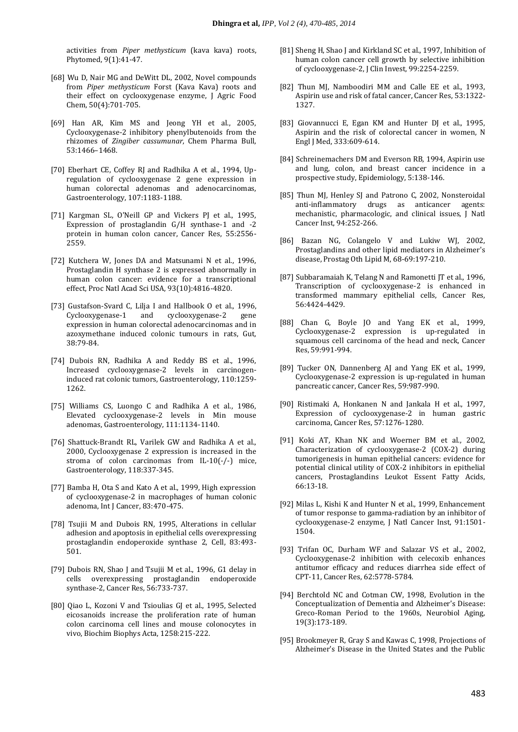activities from *Piper methysticum* (kava kava) roots, Phytomed, 9(1):41-47.

[68] Wu D, Nair MG and DeWitt DL, 2002, Novel compounds from *Piper methysticum* Forst (Kava Kava) roots and their effect on cyclooxygenase enzyme, J Agric Food Chem, 50(4):701-705.

[69] Han AR, Kim MS and Jeong YH et al., 2005, Cyclooxygenase-2 inhibitory phenylbutenoids from the rhizomes of *Zingiber cassumunar*, Chem Pharma Bull, 53:1466–1468.

[70] Eberhart CE, Coffey RJ and Radhika A et al., 1994, Up-regulation of cyclooxygenase 2 gene expression in human colorectal adenomas and adenocarcinomas, Gastroenterology, 107:1183-1188.

[71] Kargman SL, O'Neill GP and Vickers PJ et al., 1995, Expression of prostaglandin G/H synthase-1 and -2 protein in human colon cancer, Cancer Res, 55:2556-2559.

[72] Kutchera W, Jones DA and Matsunami N et al., 1996, Prostaglandin H synthase 2 is expressed abnormally in human colon cancer: evidence for a transcriptional effect, Proc Natl Acad Sci USA, 93(10):4816-4820.

[73] Gustafson-Svard C, Lilja I and Hallbook O et al., 1996, Cyclooxygenase-1 and cyclooxygenase-2 gene expression in human colorectal adenocarcinomas and in azoxymethane induced colonic tumours in rats, Gut, 38:79-84.

[74] Dubois RN, Radhika A and Reddy BS et al., 1996, Increased cyclooxygenase-2 levels in carcinogen-induced rat colonic tumors, Gastroenterology, 110:1259-1262.

[75] Williams CS, Luongo C and Radhika A et al., 1986, Elevated cyclooxygenase-2 levels in Min mouse adenomas, Gastroenterology, 111:1134-1140.

[76] Shattuck-Brandt RL, Varilek GW and Radhika A et al., 2000, Cyclooxygenase 2 expression is increased in the stroma of colon carcinomas from IL-10(-/-) mice, Gastroenterology, 118:337-345.

[77] Bamba H, Ota S and Kato A et al., 1999, High expression of cyclooxygenase-2 in macrophages of human colonic adenoma, Int J Cancer, 83:470-475.

[78] Tsujii M and Dubois RN, 1995, Alterations in cellular adhesion and apoptosis in epithelial cells overexpressing prostaglandin endoperoxide synthase 2, Cell, 83:493-501.

[79] Dubois RN, Shao J and Tsujii M et al., 1996, G1 delay in cells overexpressing prostaglandin endoperoxide synthase-2, Cancer Res, 56:733-737.

[80] Qiao L, Kozoni V and Tsioulias GJ et al., 1995, Selected eicosanoids increase the proliferation rate of human colon carcinoma cell lines and mouse colonocytes in vivo, Biochim Biophys Acta, 1258:215-222.

[81] Sheng H, Shao J and Kirkland SC et al., 1997, Inhibition of human colon cancer cell growth by selective inhibition of cyclooxygenase-2, J Clin Invest, 99:2254-2259.

[82] Thun MJ, Namboodiri MM and Calle EE et al., 1993, Aspirin use and risk of fatal cancer, Cancer Res, 53:1322-1327.

[83] Giovannucci E, Egan KM and Hunter DJ et al., 1995, Aspirin and the risk of colorectal cancer in women, N Engl J Med, 333:609-614.

[84] Schreinemachers DM and Everson RB, 1994, Aspirin use and lung, colon, and breast cancer incidence in a prospective study, Epidemiology, 5:138-146.

[85] Thun MJ, Henley SJ and Patrono C, 2002, Nonsteroidal anti-inflammatory drugs as anticancer agents: mechanistic, pharmacologic, and clinical issues, J Natl Cancer Inst, 94:252-266.

[86] Bazan NG, Colangelo V and Lukiw WJ, 2002, Prostaglandins and other lipid mediators in Alzheimer's disease, Prostag Oth Lipid M, 68-69:197-210.

[87] Subbaramaiah K, Telang N and Ramonetti JT et al., 1996, Transcription of cyclooxygenase-2 is enhanced in transformed mammary epithelial cells, Cancer Res, 56:4424-4429.

[88] Chan G, Boyle JO and Yang EK et al., 1999, Cyclooxygenase-2 expression is up-regulated in squamous cell carcinoma of the head and neck, Cancer Res, 59:991-994.

[89] Tucker ON, Dannenberg AJ and Yang EK et al., 1999, Cyclooxygenase-2 expression is up-regulated in human pancreatic cancer, Cancer Res, 59:987-990.

[90] Ristimaki A, Honkanen N and Jankala H et al., 1997, Expression of cyclooxygenase-2 in human gastric carcinoma, Cancer Res, 57:1276-1280.

[91] Koki AT, Khan NK and Woerner BM et al., 2002, Characterization of cyclooxygenase-2 (COX-2) during tumorigenesis in human epithelial cancers: evidence for potential clinical utility of COX-2 inhibitors in epithelial cancers, Prostaglandins Leukot Essent Fatty Acids, 66:13-18.

[92] Milas L, Kishi K and Hunter N et al., 1999, Enhancement of tumor response to gamma-radiation by an inhibitor of cyclooxygenase-2 enzyme, J Natl Cancer Inst, 91:1501-1504.

[93] Trifan OC, Durham WF and Salazar VS et al., 2002, Cyclooxygenase-2 inhibition with celecoxib enhances antitumor efficacy and reduces diarrhea side effect of CPT-11, Cancer Res, 62:5778-5784.

[94] Berchtold NC and Cotman CW, 1998, Evolution in the Conceptualization of Dementia and Alzheimer's Disease: Greco-Roman Period to the 1960s, Neurobiol Aging, 19(3):173-189.

[95] Brookmeyer R, Gray S and Kawas C, 1998, Projections of Alzheimer's Disease in the United States and the Public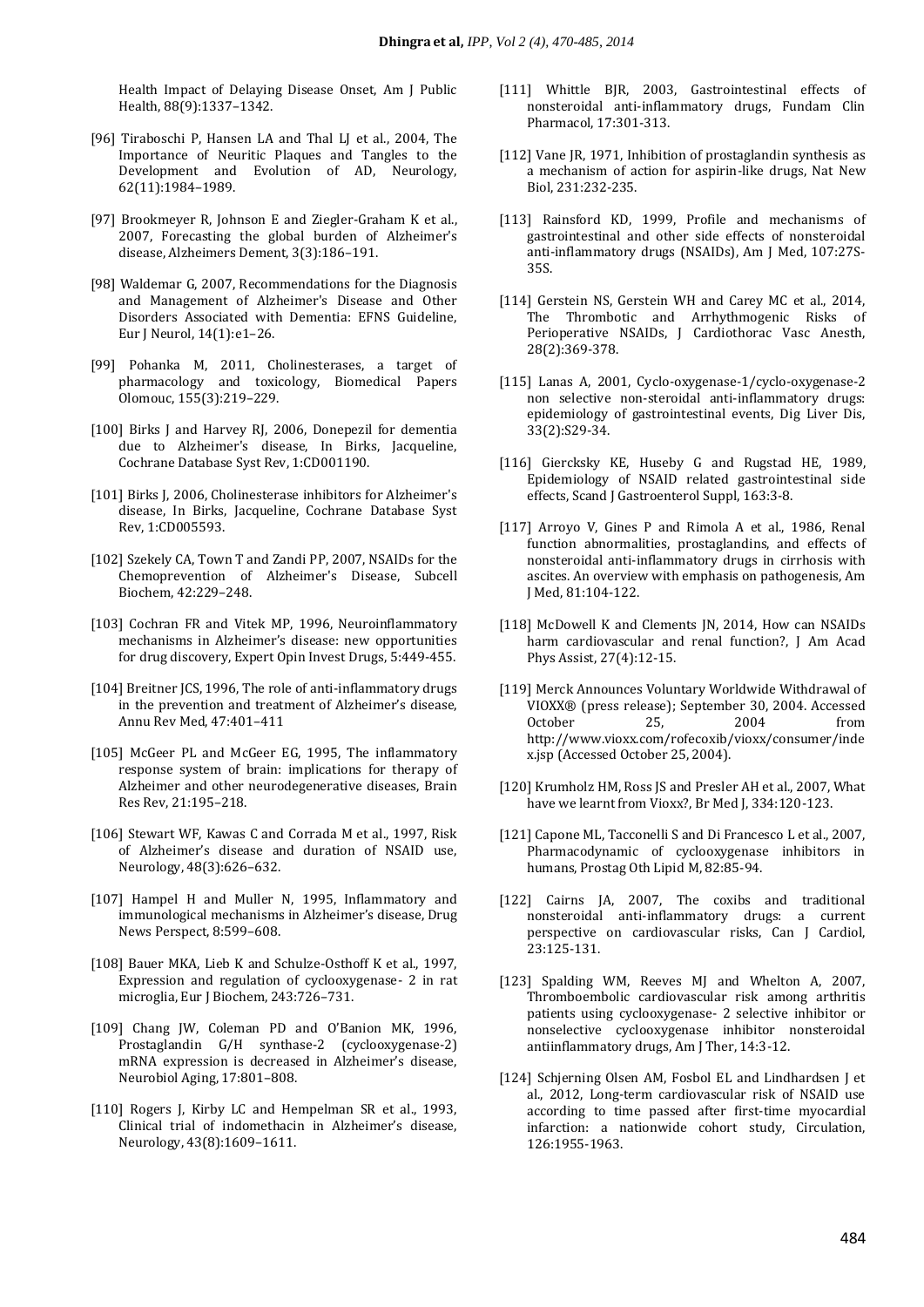Health Impact of Delaying Disease Onset, Am J Public Health, 88(9):1337–1342.

[96] Tiraboschi P, Hansen LA and Thal LJ et al., 2004, The Importance of Neuritic Plaques and Tangles to the Development and Evolution of AD, Neurology, 62(11):1984–1989.

[97] Brookmeyer R, Johnson E and Ziegler-Graham K et al., 2007, Forecasting the global burden of Alzheimer's disease, Alzheimers Dement, 3(3):186–191.

[98] Waldemar G, 2007, Recommendations for the Diagnosis and Management of Alzheimer's Disease and Other Disorders Associated with Dementia: EFNS Guideline, Eur J Neurol, 14(1):e1–26.

[99] Pohanka M, 2011, Cholinesterases, a target of pharmacology and toxicology, Biomedical Papers Olomouc, 155(3):219–229.

[100] Birks J and Harvey RJ, 2006, Donepezil for dementia due to Alzheimer's disease, In Birks, Jacqueline, Cochrane Database Syst Rev, 1:CD001190.

[101] Birks J, 2006, Cholinesterase inhibitors for Alzheimer's disease, In Birks, Jacqueline, Cochrane Database Syst Rev, 1:CD005593.

[102] Szekely CA, Town T and Zandi PP, 2007, NSAIDs for the Chemoprevention of Alzheimer's Disease, Subcell Biochem, 42:229–248.

[103] Cochran FR and Vitek MP, 1996, Neuroinflammatory mechanisms in Alzheimer's disease: new opportunities for drug discovery, Expert Opin Invest Drugs, 5:449-455.

[104] Breitner JCS, 1996, The role of anti-inflammatory drugs in the prevention and treatment of Alzheimer's disease, Annu Rev Med, 47:401–411

[105] McGeer PL and McGeer EG, 1995, The inflammatory response system of brain: implications for therapy of Alzheimer and other neurodegenerative diseases, Brain Res Rev, 21:195–218.

[106] Stewart WF, Kawas C and Corrada M et al., 1997, Risk of Alzheimer's disease and duration of NSAID use, Neurology, 48(3):626–632.

[107] Hampel H and Muller N, 1995, Inflammatory and immunological mechanisms in Alzheimer's disease, Drug News Perspect, 8:599–608.

[108] Bauer MKA, Lieb K and Schulze-Osthoff K et al., 1997, Expression and regulation of cyclooxygenase- 2 in rat microglia, Eur J Biochem, 243:726–731.

[109] Chang JW, Coleman PD and O'Banion MK, 1996, Prostaglandin G/H synthase-2 (cyclooxygenase-2) mRNA expression is decreased in Alzheimer's disease, Neurobiol Aging, 17:801–808.

[110] Rogers J, Kirby LC and Hempelman SR et al., 1993, Clinical trial of indomethacin in Alzheimer's disease, Neurology, 43(8):1609–1611.

[111] Whittle BJR, 2003, Gastrointestinal effects of nonsteroidal anti-inflammatory drugs, Fundam Clin Pharmacol, 17:301-313.

[112] Vane JR, 1971, Inhibition of prostaglandin synthesis as a mechanism of action for aspirin-like drugs, Nat New Biol, 231:232-235.

[113] Rainsford KD, 1999, Profile and mechanisms of gastrointestinal and other side effects of nonsteroidal anti-inflammatory drugs (NSAIDs), Am J Med, 107:27S-35S.

[114] Gerstein NS, Gerstein WH and Carey MC et al., 2014, The Thrombotic and Arrhythmogenic Risks of Perioperative NSAIDs, J Cardiothorac Vasc Anesth, 28(2):369-378.

[115] Lanas A, 2001, Cyclo-oxygenase-1/cyclo-oxygenase-2 non selective non-steroidal anti-inflammatory drugs: epidemiology of gastrointestinal events, Dig Liver Dis, 33(2):S29-34.

[116] Giercksky KE, Huseby G and Rugstad HE, 1989, Epidemiology of NSAID related gastrointestinal side effects, Scand J Gastroenterol Suppl, 163:3-8.

[117] Arroyo V, Gines P and Rimola A et al., 1986, Renal function abnormalities, prostaglandins, and effects of nonsteroidal anti-inflammatory drugs in cirrhosis with ascites. An overview with emphasis on pathogenesis, Am J Med, 81:104-122.

[118] McDowell K and Clements JN, 2014, How can NSAIDs harm cardiovascular and renal function?, J Am Acad Phys Assist, 27(4):12-15.

[119] Merck Announces Voluntary Worldwide Withdrawal of VIOXX® (press release); September 30, 2004. Accessed October 25, 2004 from http://www.vioxx.com/rofecoxib/vioxx/consumer/index.jsp (Accessed October 25, 2004).

[120] Krumholz HM, Ross JS and Presler AH et al., 2007, What have we learnt from Vioxx?, Br Med J, 334:120-123.

[121] Capone ML, Tacconelli S and Di Francesco L et al., 2007, Pharmacodynamic of cyclooxygenase inhibitors in humans, Prostag Oth Lipid M, 82:85-94.

[122] Cairns JA, 2007, The coxibs and traditional nonsteroidal anti-inflammatory drugs: a current perspective on cardiovascular risks, Can J Cardiol, 23:125-131.

[123] Spalding WM, Reeves MJ and Whelton A, 2007, Thromboembolic cardiovascular risk among arthritis patients using cyclooxygenase- 2 selective inhibitor or nonselective cyclooxygenase inhibitor nonsteroidal antiinflammatory drugs, Am J Ther, 14:3-12.

[124] Schjerning Olsen AM, Fosbol EL and Lindhardsen J et al., 2012, Long-term cardiovascular risk of NSAID use according to time passed after first-time myocardial infarction: a nationwide cohort study, Circulation, 126:1955-1963.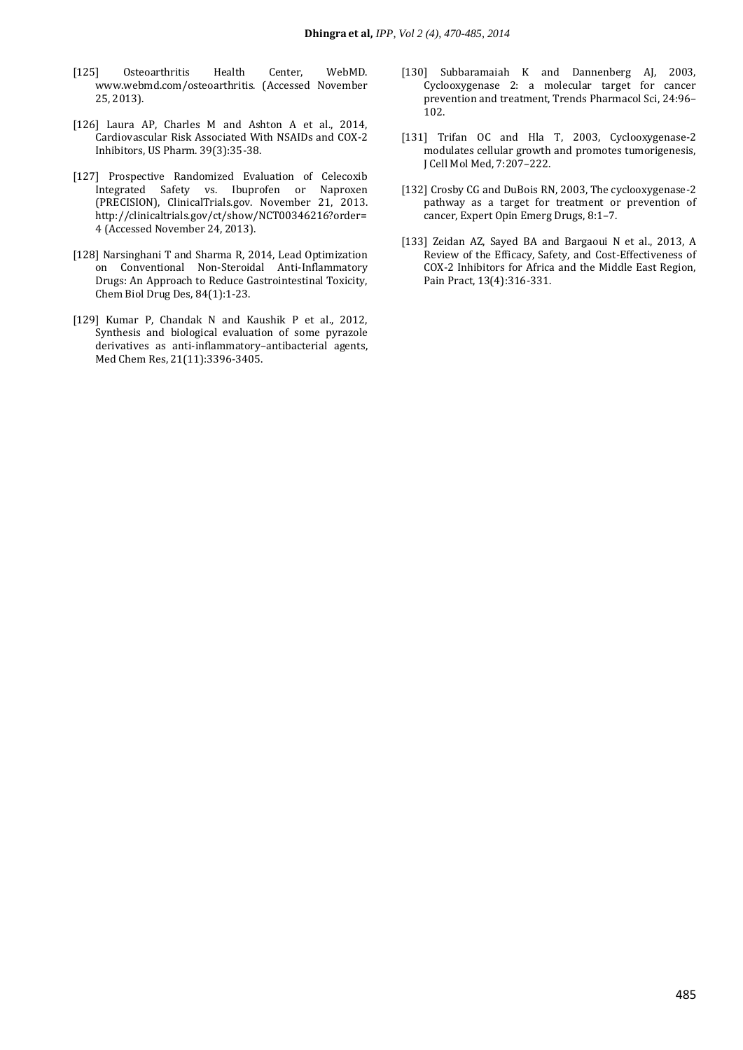[125] Osteoarthritis Health Center, WebMD. www.webmd.com/osteoarthritis. (Accessed November 25, 2013).

[126] Laura AP, Charles M and Ashton A et al., 2014, Cardiovascular Risk Associated With NSAIDs and COX-2 Inhibitors, US Pharm. 39(3):35-38.

[127] Prospective Randomized Evaluation of Celecoxib Integrated Safety vs. Ibuprofen or Naproxen (PRECISION), ClinicalTrials.gov. November 21, 2013. http://clinicaltrials.gov/ct/show/NCT00346216?order=4 (Accessed November 24, 2013).

[128] Narsinghani T and Sharma R, 2014, Lead Optimization on Conventional Non-Steroidal Anti-Inflammatory Drugs: An Approach to Reduce Gastrointestinal Toxicity, Chem Biol Drug Des, 84(1):1-23.

[129] Kumar P, Chandak N and Kaushik P et al., 2012, Synthesis and biological evaluation of some pyrazole derivatives as anti-inflammatory–antibacterial agents, Med Chem Res, 21(11):3396-3405.

[130] Subbaramaiah K and Dannenberg AJ, 2003, Cyclooxygenase 2: a molecular target for cancer prevention and treatment, Trends Pharmacol Sci, 24:96–102.

[131] Trifan OC and Hla T, 2003, Cyclooxygenase-2 modulates cellular growth and promotes tumorigenesis, J Cell Mol Med, 7:207–222.

[132] Crosby CG and DuBois RN, 2003, The cyclooxygenase-2 pathway as a target for treatment or prevention of cancer, Expert Opin Emerg Drugs, 8:1–7.

[133] Zeidan AZ, Sayed BA and Bargaoui N et al., 2013, A Review of the Efficacy, Safety, and Cost-Effectiveness of COX-2 Inhibitors for Africa and the Middle East Region, Pain Pract, 13(4):316-331.